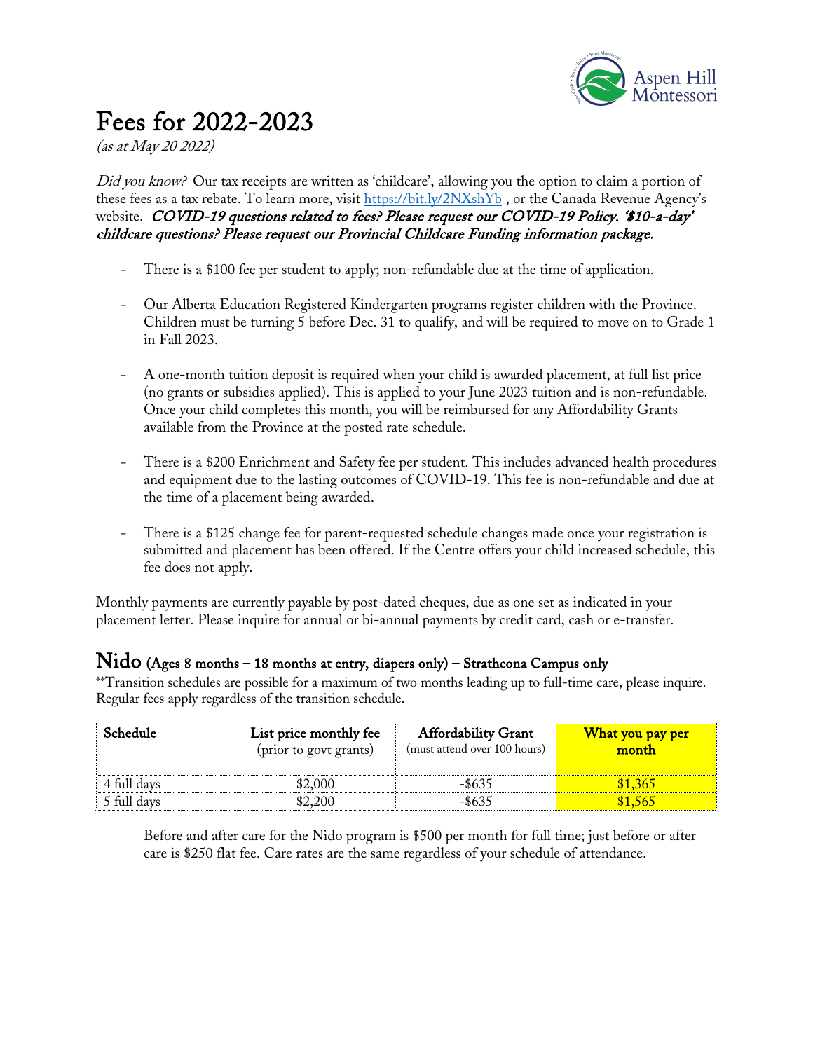# Fees for 2022-2023

*(as at May 20 2022)*

*Did you know?* Our tax receipts are written as 'childcare', allowing you the option to claim a portion of these fees as a tax rebate. To learn more, visit https://bit.ly/2NXshYb , or the Canada Revenue Agency's website. ***COVID-19 questions related to fees? Please request our COVID-19 Policy. '$10-a-day' childcare questions? Please request our Provincial Childcare Funding information package.***

- There is a $100 fee per student to apply; non-refundable due at the time of application.
- Our Alberta Education Registered Kindergarten programs register children with the Province. Children must be turning 5 before Dec. 31 to qualify, and will be required to move on to Grade 1 in Fall 2023.
- A one-month tuition deposit is required when your child is awarded placement, at full list price (no grants or subsidies applied). This is applied to your June 2023 tuition and is non-refundable. Once your child completes this month, you will be reimbursed for any Affordability Grants available from the Province at the posted rate schedule.
- There is a $200 Enrichment and Safety fee per student. This includes advanced health procedures and equipment due to the lasting outcomes of COVID-19. This fee is non-refundable and due at the time of a placement being awarded.
- There is a $125 change fee for parent-requested schedule changes made once your registration is submitted and placement has been offered. If the Centre offers your child increased schedule, this fee does not apply.

Monthly payments are currently payable by post-dated cheques, due as one set as indicated in your placement letter. Please inquire for annual or bi-annual payments by credit card, cash or e-transfer.

## Nido (Ages 8 months – 18 months at entry, diapers only) – Strathcona Campus only

**Transition schedules are possible for a maximum of two months leading up to full-time care, please inquire. Regular fees apply regardless of the transition schedule.

| Schedule | List price monthly fee (prior to govt grants) | Affordability Grant (must attend over 100 hours) | What you pay per month |
|---|---|---|---|
| 4 full days | $2,000 | -$635 | $1,365 |
| 5 full days | $2,200 | -$635 | $1,565 |

Before and after care for the Nido program is $500 per month for full time; just before or after care is $250 flat fee. Care rates are the same regardless of your schedule of attendance.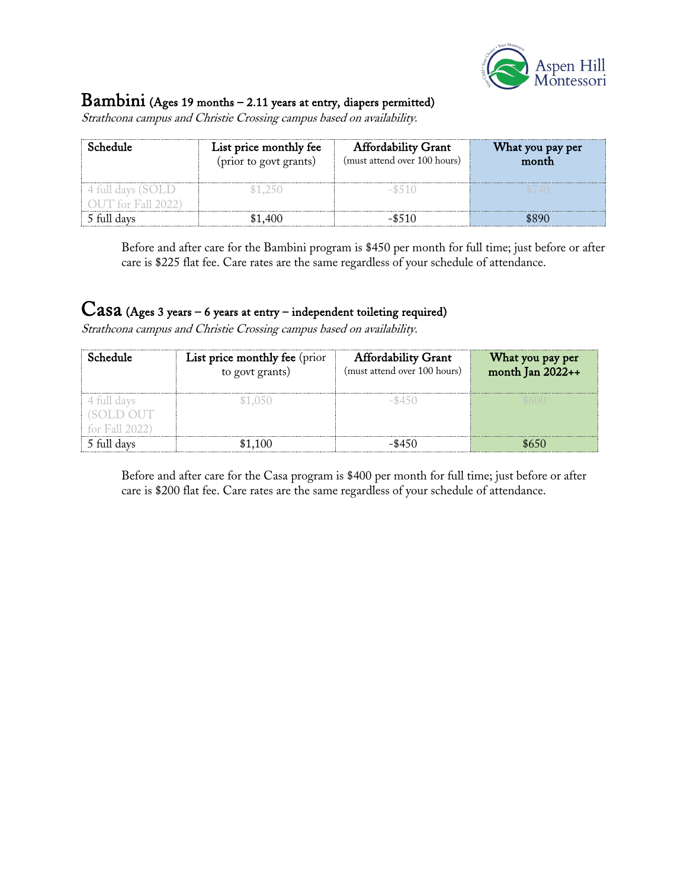## Bambini (Ages 19 months – 2.11 years at entry, diapers permitted)

*Strathcona campus and Christie Crossing campus based on availability.*

| Schedule | List price monthly fee (prior to govt grants) | Affordability Grant (must attend over 100 hours) | What you pay per month |
|---|---|---|---|
| 4 full days (SOLD OUT for Fall 2022) | $1,250 | -$510 | $740 |
| 5 full days | $1,400 | -$510 | $890 |

Before and after care for the Bambini program is $450 per month for full time; just before or after care is $225 flat fee. Care rates are the same regardless of your schedule of attendance.

## Casa (Ages 3 years – 6 years at entry – independent toileting required)

*Strathcona campus and Christie Crossing campus based on availability.*

| Schedule | List price monthly fee (prior to govt grants) | Affordability Grant (must attend over 100 hours) | What you pay per month Jan 2022++ |
|---|---|---|---|
| 4 full days (SOLD OUT for Fall 2022) | $1,050 | -$450 | $600 |
| 5 full days | $1,100 | -$450 | $650 |

Before and after care for the Casa program is $400 per month for full time; just before or after care is $200 flat fee. Care rates are the same regardless of your schedule of attendance.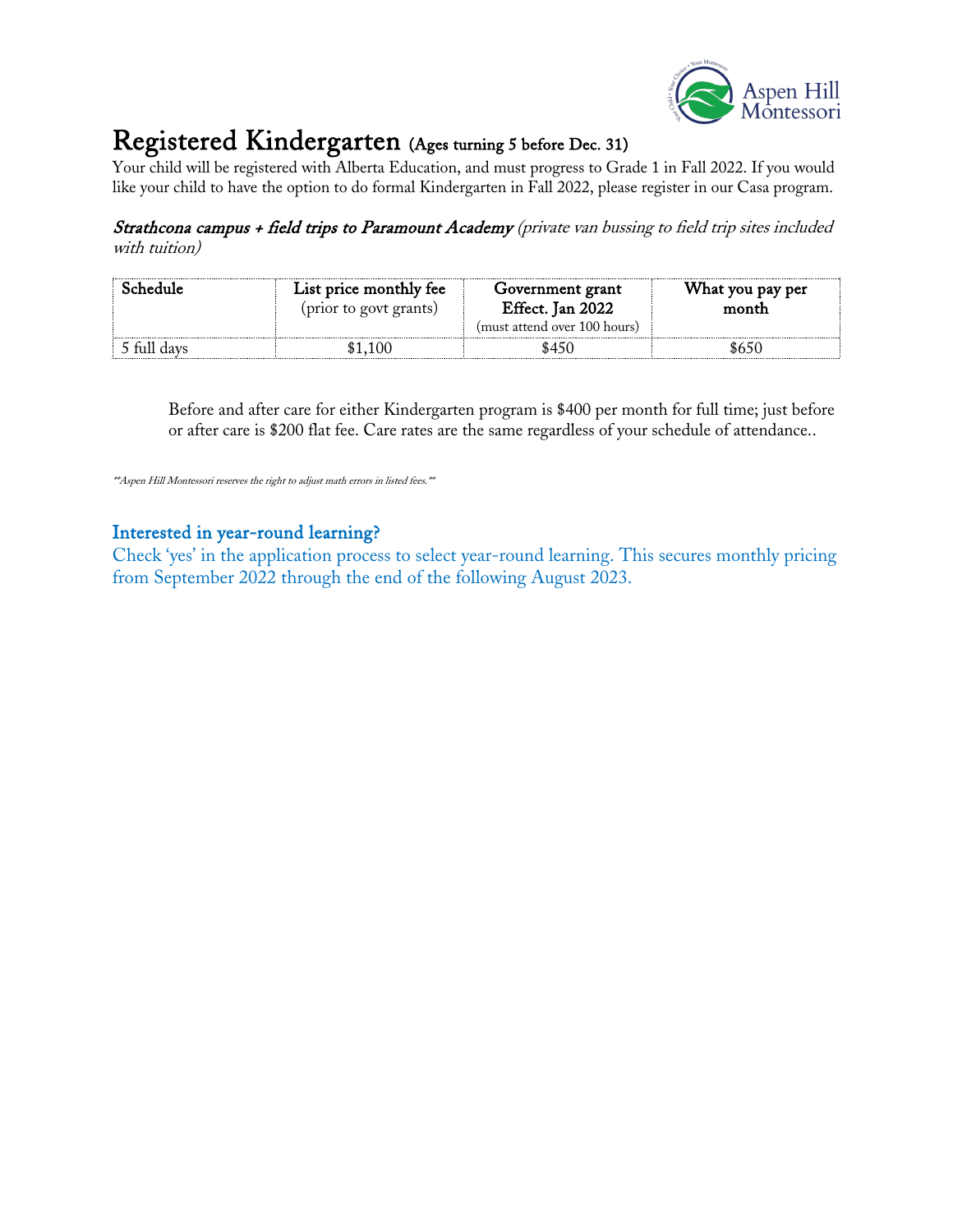# Registered Kindergarten (Ages turning 5 before Dec. 31)

Your child will be registered with Alberta Education, and must progress to Grade 1 in Fall 2022. If you would like your child to have the option to do formal Kindergarten in Fall 2022, please register in our Casa program.

***Strathcona campus + field trips to Paramount Academy*** *(private van bussing to field trip sites included with tuition)*

| Schedule | List price monthly fee (prior to govt grants) | Government grant Effect. Jan 2022 (must attend over 100 hours) | What you pay per month |
|---|---|---|---|
| 5 full days | $1,100 | $450 | $650 |

Before and after care for either Kindergarten program is $400 per month for full time; just before or after care is $200 flat fee. Care rates are the same regardless of your schedule of attendance..

*\*\*Aspen Hill Montessori reserves the right to adjust math errors in listed fees.\*\**

## Interested in year-round learning?

Check 'yes' in the application process to select year-round learning. This secures monthly pricing from September 2022 through the end of the following August 2023.